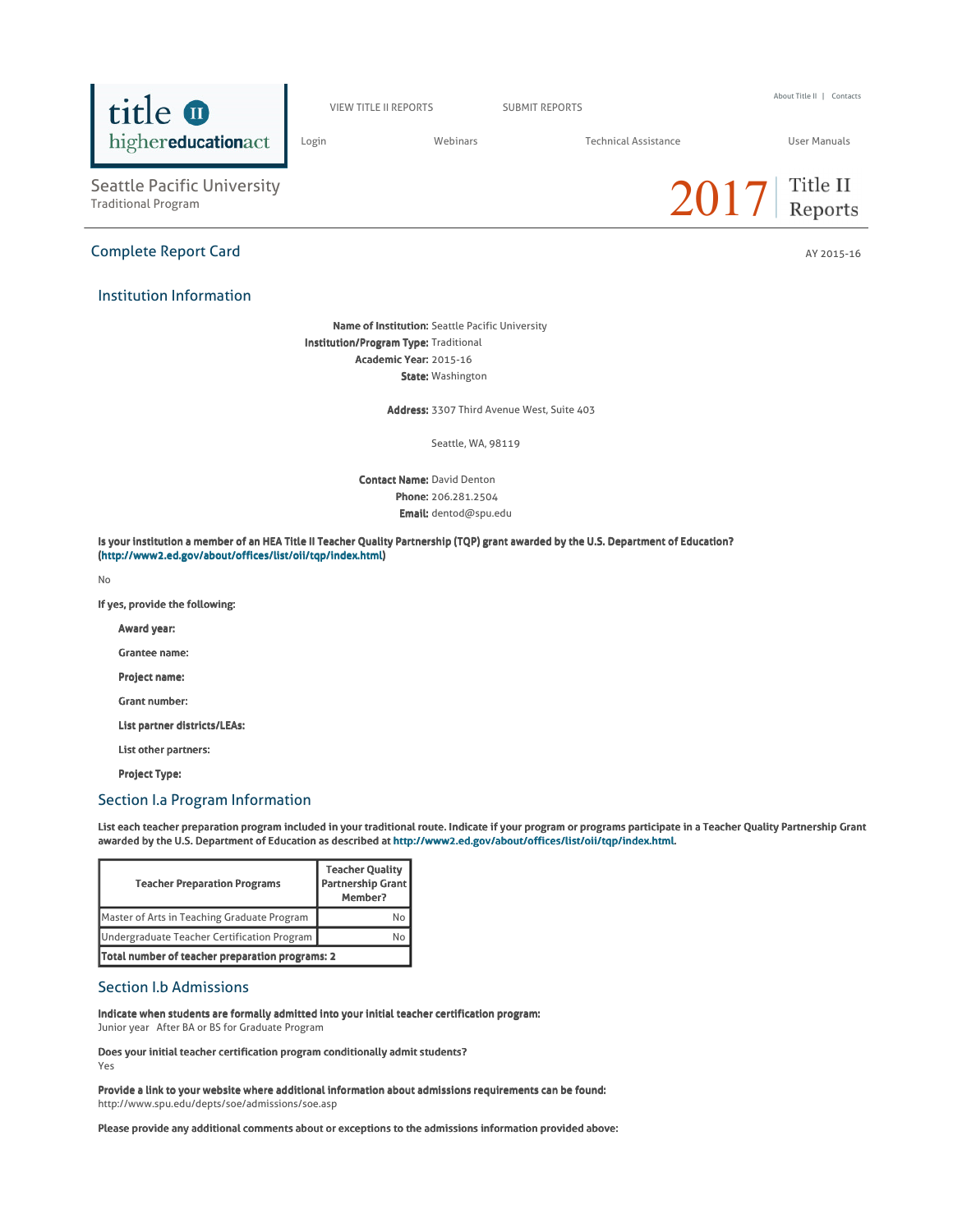# Seattle Pacific University

Traditional Program

# 2017 Title II Reports

## Complete Report Card

AY 2015-16

### Institution Information

**Name of Institution:** Seattle Pacific University
**Institution/Program Type:** Traditional
**Academic Year:** 2015-16
**State:** Washington

**Address:** 3307 Third Avenue West, Suite 403

Seattle, WA, 98119

**Contact Name:** David Denton
**Phone:** 206.281.2504
**Email:** dentod@spu.edu

**Is your institution a member of an HEA Title II Teacher Quality Partnership (TQP) grant awarded by the U.S. Department of Education? (http://www2.ed.gov/about/offices/list/oii/tqp/index.html)**

No

**If yes, provide the following:**

- **Award year:**
- **Grantee name:**
- **Project name:**
- **Grant number:**
- **List partner districts/LEAs:**
- **List other partners:**
- **Project Type:**

### Section I.a Program Information

**List each teacher preparation program included in your traditional route. Indicate if your program or programs participate in a Teacher Quality Partnership Grant awarded by the U.S. Department of Education as described at http://www2.ed.gov/about/offices/list/oii/tqp/index.html.**

| Teacher Preparation Programs | Teacher Quality Partnership Grant Member? |
|---|---|
| Master of Arts in Teaching Graduate Program | No |
| Undergraduate Teacher Certification Program | No |
| **Total number of teacher preparation programs: 2** | |

### Section I.b Admissions

**Indicate when students are formally admitted into your initial teacher certification program:**
Junior year After BA or BS for Graduate Program

**Does your initial teacher certification program conditionally admit students?**
Yes

**Provide a link to your website where additional information about admissions requirements can be found:**
http://www.spu.edu/depts/soe/admissions/soe.asp

**Please provide any additional comments about or exceptions to the admissions information provided above:**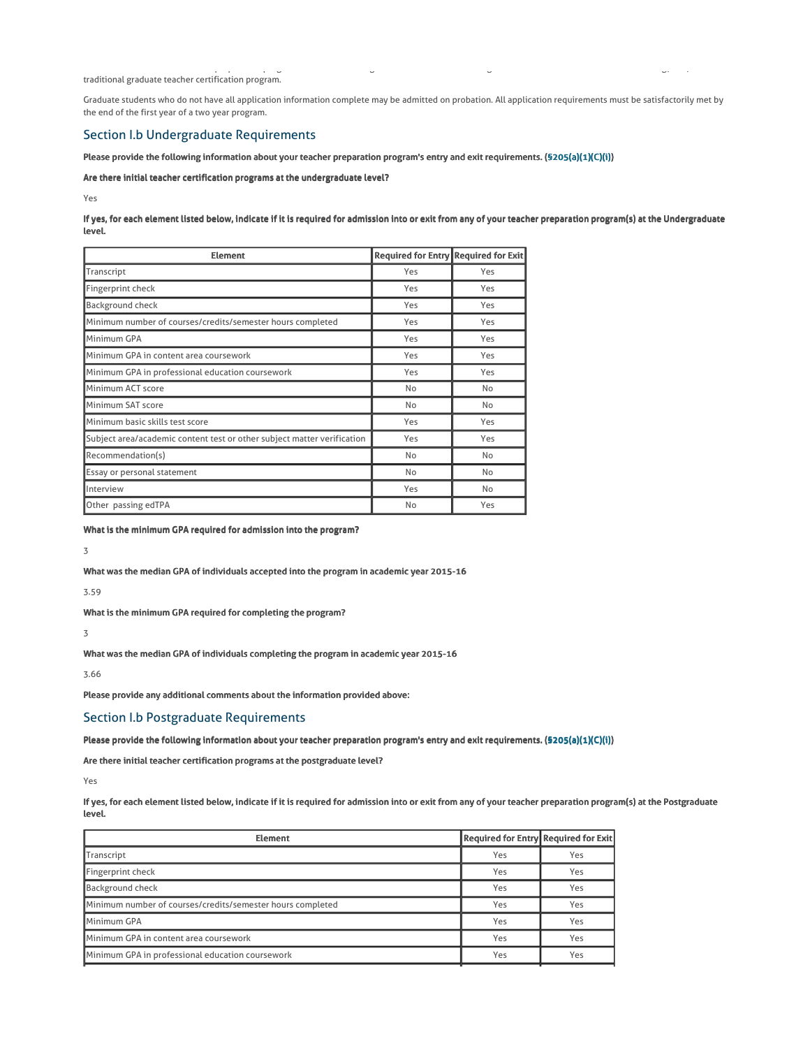traditional graduate teacher certification program.

Graduate students who do not have all application information complete may be admitted on probation. All application requirements must be satisfactorily met by the end of the first year of a two year program.

## Section I.b Undergraduate Requirements

**Please provide the following information about your teacher preparation program's entry and exit requirements. (§205(a)(1)(C)(i))**

**Are there initial teacher certification programs at the undergraduate level?**

Yes

**If yes, for each element listed below, indicate if it is required for admission into or exit from any of your teacher preparation program(s) at the Undergraduate level.**

| Element | Required for Entry | Required for Exit |
|---|---|---|
| Transcript | Yes | Yes |
| Fingerprint check | Yes | Yes |
| Background check | Yes | Yes |
| Minimum number of courses/credits/semester hours completed | Yes | Yes |
| Minimum GPA | Yes | Yes |
| Minimum GPA in content area coursework | Yes | Yes |
| Minimum GPA in professional education coursework | Yes | Yes |
| Minimum ACT score | No | No |
| Minimum SAT score | No | No |
| Minimum basic skills test score | Yes | Yes |
| Subject area/academic content test or other subject matter verification | Yes | Yes |
| Recommendation(s) | No | No |
| Essay or personal statement | No | No |
| Interview | Yes | No |
| Other passing edTPA | No | Yes |

**What is the minimum GPA required for admission into the program?**

3

**What was the median GPA of individuals accepted into the program in academic year 2015-16**

3.59

**What is the minimum GPA required for completing the program?**

3

**What was the median GPA of individuals completing the program in academic year 2015-16**

3.66

**Please provide any additional comments about the information provided above:**

## Section I.b Postgraduate Requirements

**Please provide the following information about your teacher preparation program's entry and exit requirements. (§205(a)(1)(C)(i))**

**Are there initial teacher certification programs at the postgraduate level?**

Yes

**If yes, for each element listed below, indicate if it is required for admission into or exit from any of your teacher preparation program(s) at the Postgraduate level.**

| Element | Required for Entry | Required for Exit |
|---|---|---|
| Transcript | Yes | Yes |
| Fingerprint check | Yes | Yes |
| Background check | Yes | Yes |
| Minimum number of courses/credits/semester hours completed | Yes | Yes |
| Minimum GPA | Yes | Yes |
| Minimum GPA in content area coursework | Yes | Yes |
| Minimum GPA in professional education coursework | Yes | Yes |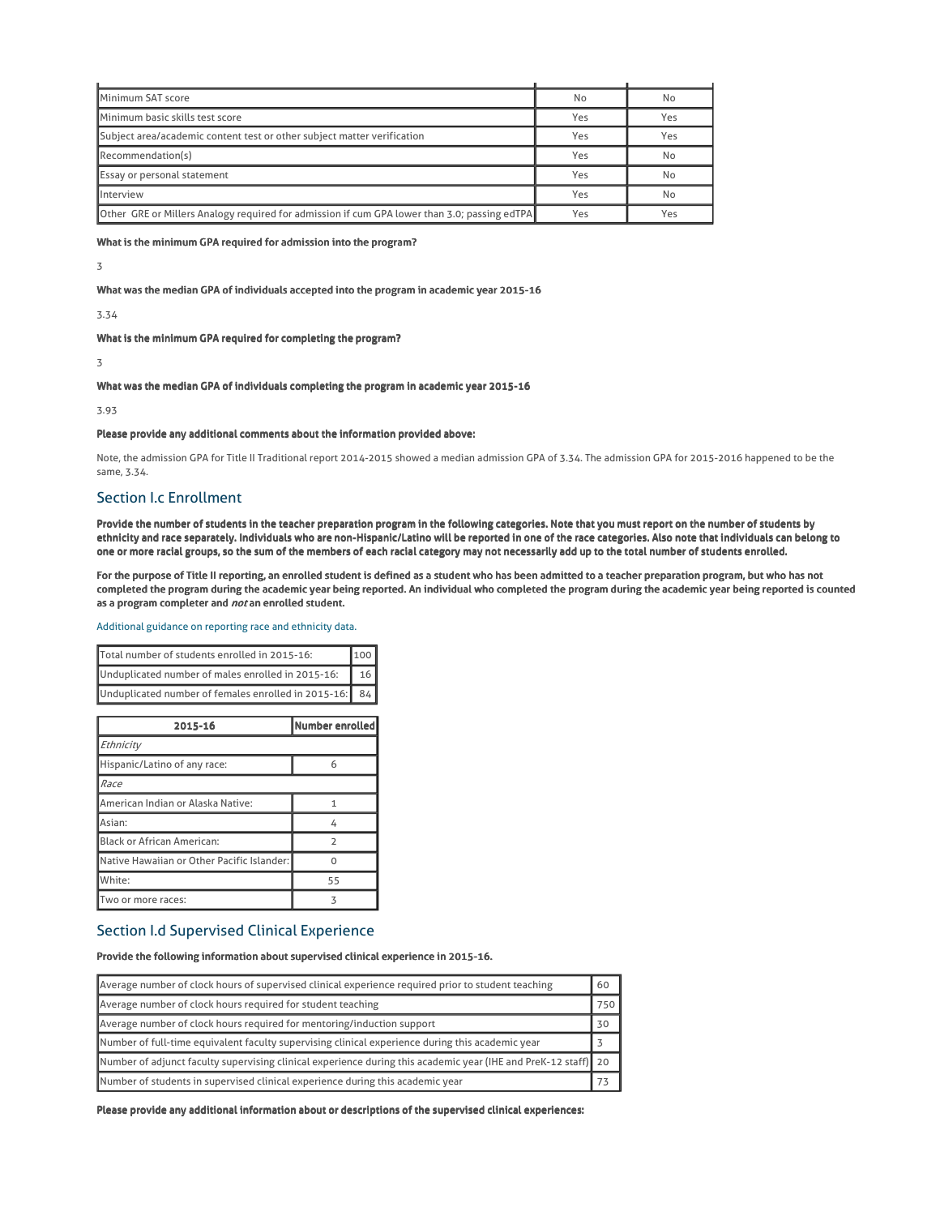| | | |
|---|---|---|
| Minimum SAT score | No | No |
| Minimum basic skills test score | Yes | Yes |
| Subject area/academic content test or other subject matter verification | Yes | Yes |
| Recommendation(s) | Yes | No |
| Essay or personal statement | Yes | No |
| Interview | Yes | No |
| Other GRE or Millers Analogy required for admission if cum GPA lower than 3.0; passing edTPA | Yes | Yes |

**What is the minimum GPA required for admission into the program?**

3

**What was the median GPA of individuals accepted into the program in academic year 2015-16**

3.34

**What is the minimum GPA required for completing the program?**

3

**What was the median GPA of individuals completing the program in academic year 2015-16**

3.93

**Please provide any additional comments about the information provided above:**

Note, the admission GPA for Title II Traditional report 2014-2015 showed a median admission GPA of 3.34. The admission GPA for 2015-2016 happened to be the same, 3.34.

## Section I.c Enrollment

**Provide the number of students in the teacher preparation program in the following categories. Note that you must report on the number of students by ethnicity and race separately. Individuals who are non-Hispanic/Latino will be reported in one of the race categories. Also note that individuals can belong to one or more racial groups, so the sum of the members of each racial category may not necessarily add up to the total number of students enrolled.**

**For the purpose of Title II reporting, an enrolled student is defined as a student who has been admitted to a teacher preparation program, but who has not completed the program during the academic year being reported. An individual who completed the program during the academic year being reported is counted as a program completer and *not* an enrolled student.**

Additional guidance on reporting race and ethnicity data.

| | |
|---|---|
| Total number of students enrolled in 2015-16: | 100 |
| Unduplicated number of males enrolled in 2015-16: | 16 |
| Unduplicated number of females enrolled in 2015-16: | 84 |

| 2015-16 | Number enrolled |
|---|---|
| *Ethnicity* | |
| Hispanic/Latino of any race: | 6 |
| *Race* | |
| American Indian or Alaska Native: | 1 |
| Asian: | 4 |
| Black or African American: | 2 |
| Native Hawaiian or Other Pacific Islander: | 0 |
| White: | 55 |
| Two or more races: | 3 |

## Section I.d Supervised Clinical Experience

**Provide the following information about supervised clinical experience in 2015-16.**

| | |
|---|---|
| Average number of clock hours of supervised clinical experience required prior to student teaching | 60 |
| Average number of clock hours required for student teaching | 750 |
| Average number of clock hours required for mentoring/induction support | 30 |
| Number of full-time equivalent faculty supervising clinical experience during this academic year | 3 |
| Number of adjunct faculty supervising clinical experience during this academic year (IHE and PreK-12 staff) | 20 |
| Number of students in supervised clinical experience during this academic year | 73 |

**Please provide any additional information about or descriptions of the supervised clinical experiences:**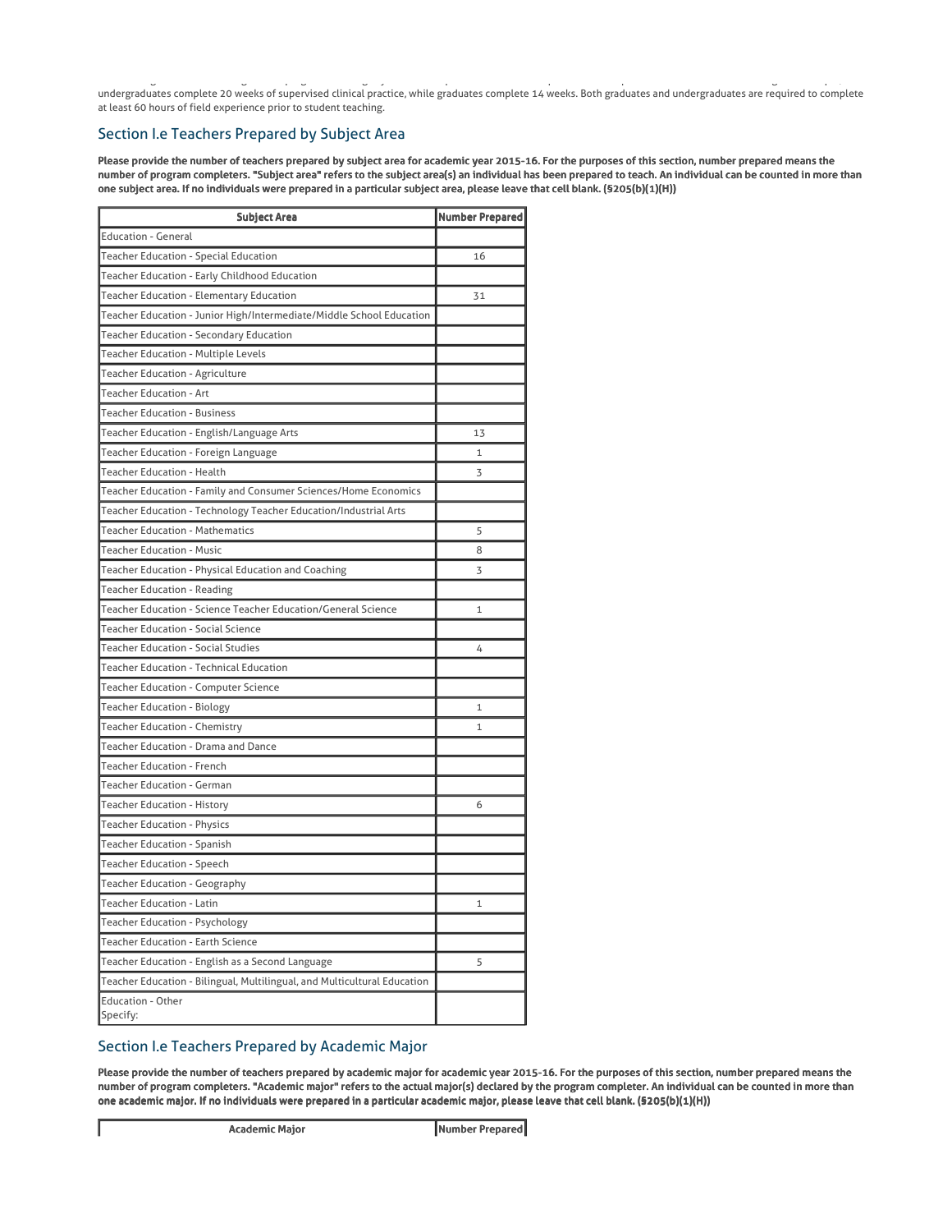undergraduates complete 20 weeks of supervised clinical practice, while graduates complete 14 weeks. Both graduates and undergraduates are required to complete at least 60 hours of field experience prior to student teaching.

## Section I.e Teachers Prepared by Subject Area

**Please provide the number of teachers prepared by subject area for academic year 2015-16. For the purposes of this section, number prepared means the number of program completers. "Subject area" refers to the subject area(s) an individual has been prepared to teach. An individual can be counted in more than one subject area. If no individuals were prepared in a particular subject area, please leave that cell blank. (§205(b)(1)(H))**

| Subject Area | Number Prepared |
|---|---|
| Education - General | |
| Teacher Education - Special Education | 16 |
| Teacher Education - Early Childhood Education | |
| Teacher Education - Elementary Education | 31 |
| Teacher Education - Junior High/Intermediate/Middle School Education | |
| Teacher Education - Secondary Education | |
| Teacher Education - Multiple Levels | |
| Teacher Education - Agriculture | |
| Teacher Education - Art | |
| Teacher Education - Business | |
| Teacher Education - English/Language Arts | 13 |
| Teacher Education - Foreign Language | 1 |
| Teacher Education - Health | 3 |
| Teacher Education - Family and Consumer Sciences/Home Economics | |
| Teacher Education - Technology Teacher Education/Industrial Arts | |
| Teacher Education - Mathematics | 5 |
| Teacher Education - Music | 8 |
| Teacher Education - Physical Education and Coaching | 3 |
| Teacher Education - Reading | |
| Teacher Education - Science Teacher Education/General Science | 1 |
| Teacher Education - Social Science | |
| Teacher Education - Social Studies | 4 |
| Teacher Education - Technical Education | |
| Teacher Education - Computer Science | |
| Teacher Education - Biology | 1 |
| Teacher Education - Chemistry | 1 |
| Teacher Education - Drama and Dance | |
| Teacher Education - French | |
| Teacher Education - German | |
| Teacher Education - History | 6 |
| Teacher Education - Physics | |
| Teacher Education - Spanish | |
| Teacher Education - Speech | |
| Teacher Education - Geography | |
| Teacher Education - Latin | 1 |
| Teacher Education - Psychology | |
| Teacher Education - Earth Science | |
| Teacher Education - English as a Second Language | 5 |
| Teacher Education - Bilingual, Multilingual, and Multicultural Education | |
| Education - Other Specify: | |

## Section I.e Teachers Prepared by Academic Major

**Please provide the number of teachers prepared by academic major for academic year 2015-16. For the purposes of this section, number prepared means the number of program completers. "Academic major" refers to the actual major(s) declared by the program completer. An individual can be counted in more than one academic major. If no individuals were prepared in a particular academic major, please leave that cell blank. (§205(b)(1)(H))**

| Academic Major | Number Prepared |
|---|---|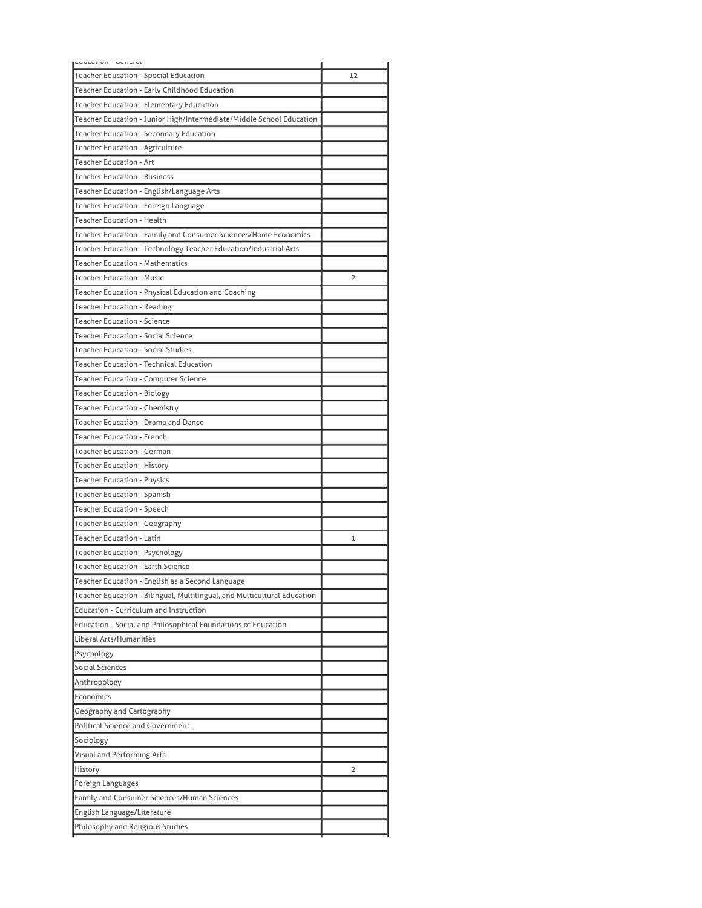| | |
|---|---|
| Education - General | |
| Teacher Education - Special Education | 12 |
| Teacher Education - Early Childhood Education | |
| Teacher Education - Elementary Education | |
| Teacher Education - Junior High/Intermediate/Middle School Education | |
| Teacher Education - Secondary Education | |
| Teacher Education - Agriculture | |
| Teacher Education - Art | |
| Teacher Education - Business | |
| Teacher Education - English/Language Arts | |
| Teacher Education - Foreign Language | |
| Teacher Education - Health | |
| Teacher Education - Family and Consumer Sciences/Home Economics | |
| Teacher Education - Technology Teacher Education/Industrial Arts | |
| Teacher Education - Mathematics | |
| Teacher Education - Music | 2 |
| Teacher Education - Physical Education and Coaching | |
| Teacher Education - Reading | |
| Teacher Education - Science | |
| Teacher Education - Social Science | |
| Teacher Education - Social Studies | |
| Teacher Education - Technical Education | |
| Teacher Education - Computer Science | |
| Teacher Education - Biology | |
| Teacher Education - Chemistry | |
| Teacher Education - Drama and Dance | |
| Teacher Education - French | |
| Teacher Education - German | |
| Teacher Education - History | |
| Teacher Education - Physics | |
| Teacher Education - Spanish | |
| Teacher Education - Speech | |
| Teacher Education - Geography | |
| Teacher Education - Latin | 1 |
| Teacher Education - Psychology | |
| Teacher Education - Earth Science | |
| Teacher Education - English as a Second Language | |
| Teacher Education - Bilingual, Multilingual, and Multicultural Education | |
| Education - Curriculum and Instruction | |
| Education - Social and Philosophical Foundations of Education | |
| Liberal Arts/Humanities | |
| Psychology | |
| Social Sciences | |
| Anthropology | |
| Economics | |
| Geography and Cartography | |
| Political Science and Government | |
| Sociology | |
| Visual and Performing Arts | |
| History | 2 |
| Foreign Languages | |
| Family and Consumer Sciences/Human Sciences | |
| English Language/Literature | |
| Philosophy and Religious Studies | |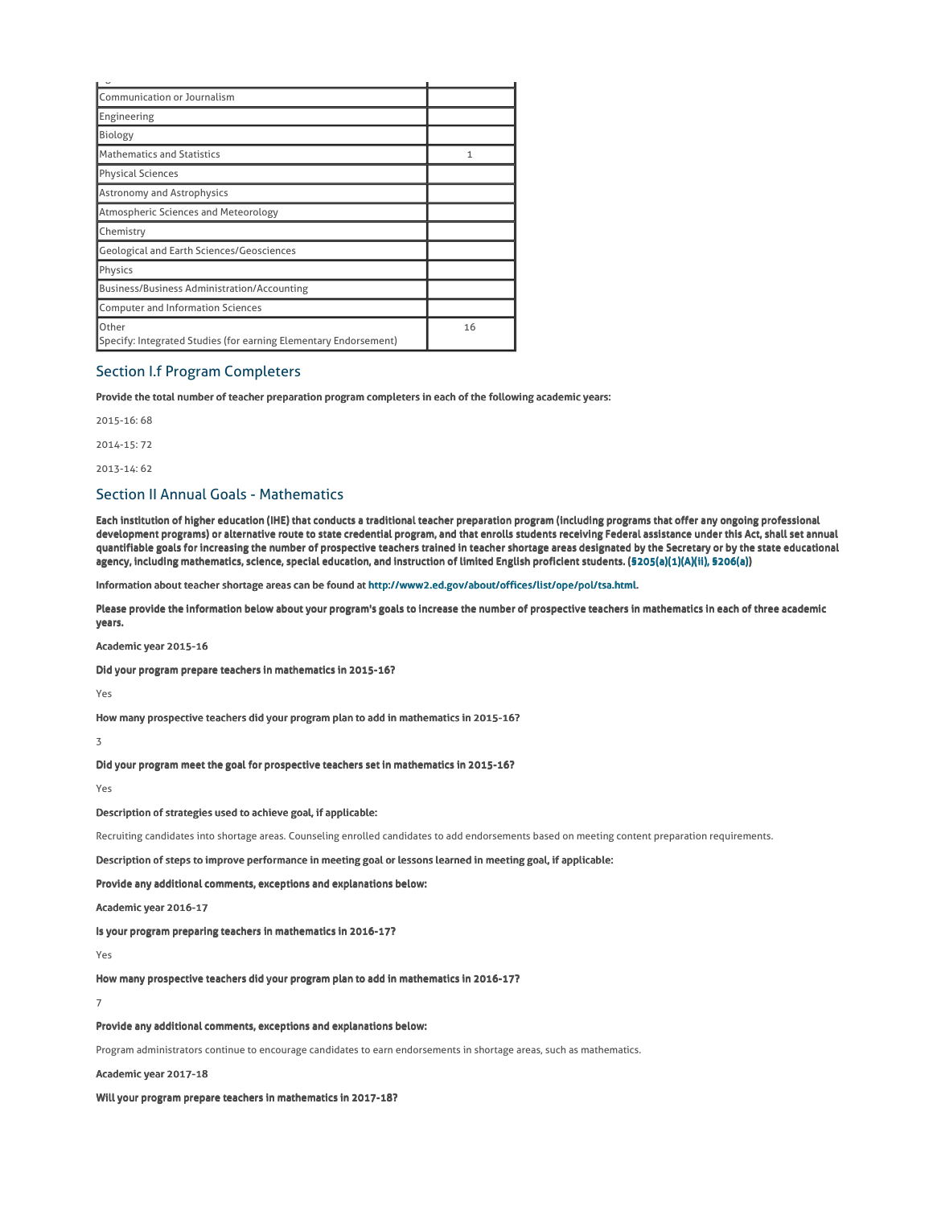| | |
|---|---|
| Communication or Journalism | |
| Engineering | |
| Biology | |
| Mathematics and Statistics | 1 |
| Physical Sciences | |
| Astronomy and Astrophysics | |
| Atmospheric Sciences and Meteorology | |
| Chemistry | |
| Geological and Earth Sciences/Geosciences | |
| Physics | |
| Business/Business Administration/Accounting | |
| Computer and Information Sciences | |
| Other<br>Specify: Integrated Studies (for earning Elementary Endorsement) | 16 |

## Section I.f Program Completers

**Provide the total number of teacher preparation program completers in each of the following academic years:**

2015-16: 68

2014-15: 72

2013-14: 62

## Section II Annual Goals - Mathematics

**Each institution of higher education (IHE) that conducts a traditional teacher preparation program (including programs that offer any ongoing professional development programs) or alternative route to state credential program, and that enrolls students receiving Federal assistance under this Act, shall set annual quantifiable goals for increasing the number of prospective teachers trained in teacher shortage areas designated by the Secretary or by the state educational agency, including mathematics, science, special education, and instruction of limited English proficient students. (§205(a)(1)(A)(ii), §206(a))**

**Information about teacher shortage areas can be found at http://www2.ed.gov/about/offices/list/ope/pol/tsa.html.**

**Please provide the information below about your program's goals to increase the number of prospective teachers in mathematics in each of three academic years.**

**Academic year 2015-16**

**Did your program prepare teachers in mathematics in 2015-16?**

Yes

**How many prospective teachers did your program plan to add in mathematics in 2015-16?**

3

**Did your program meet the goal for prospective teachers set in mathematics in 2015-16?**

Yes

**Description of strategies used to achieve goal, if applicable:**

Recruiting candidates into shortage areas. Counseling enrolled candidates to add endorsements based on meeting content preparation requirements.

**Description of steps to improve performance in meeting goal or lessons learned in meeting goal, if applicable:**

**Provide any additional comments, exceptions and explanations below:**

**Academic year 2016-17**

**Is your program preparing teachers in mathematics in 2016-17?**

Yes

**How many prospective teachers did your program plan to add in mathematics in 2016-17?**

7

**Provide any additional comments, exceptions and explanations below:**

Program administrators continue to encourage candidates to earn endorsements in shortage areas, such as mathematics.

**Academic year 2017-18**

**Will your program prepare teachers in mathematics in 2017-18?**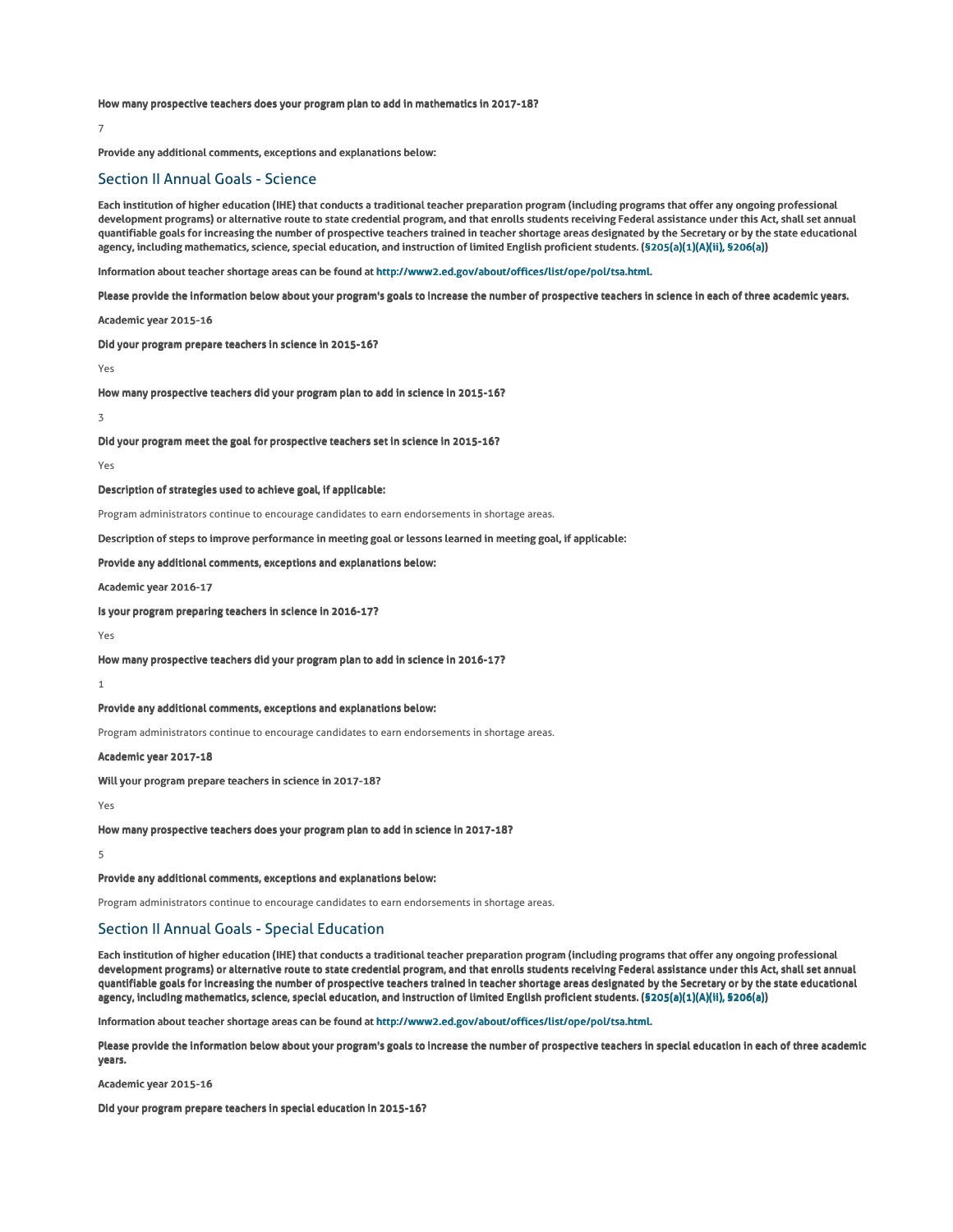**How many prospective teachers does your program plan to add in mathematics in 2017-18?**

7

**Provide any additional comments, exceptions and explanations below:**

## Section II Annual Goals - Science

**Each institution of higher education (IHE) that conducts a traditional teacher preparation program (including programs that offer any ongoing professional development programs) or alternative route to state credential program, and that enrolls students receiving Federal assistance under this Act, shall set annual quantifiable goals for increasing the number of prospective teachers trained in teacher shortage areas designated by the Secretary or by the state educational agency, including mathematics, science, special education, and instruction of limited English proficient students. (§205(a)(1)(A)(ii), §206(a))**

**Information about teacher shortage areas can be found at http://www2.ed.gov/about/offices/list/ope/pol/tsa.html.**

**Please provide the information below about your program's goals to increase the number of prospective teachers in science in each of three academic years.**

**Academic year 2015-16**

**Did your program prepare teachers in science in 2015-16?**

Yes

**How many prospective teachers did your program plan to add in science in 2015-16?**

3

**Did your program meet the goal for prospective teachers set in science in 2015-16?**

Yes

**Description of strategies used to achieve goal, if applicable:**

Program administrators continue to encourage candidates to earn endorsements in shortage areas.

**Description of steps to improve performance in meeting goal or lessons learned in meeting goal, if applicable:**

**Provide any additional comments, exceptions and explanations below:**

**Academic year 2016-17**

**Is your program preparing teachers in science in 2016-17?**

Yes

**How many prospective teachers did your program plan to add in science in 2016-17?**

1

**Provide any additional comments, exceptions and explanations below:**

Program administrators continue to encourage candidates to earn endorsements in shortage areas.

**Academic year 2017-18**

**Will your program prepare teachers in science in 2017-18?**

Yes

**How many prospective teachers does your program plan to add in science in 2017-18?**

5

**Provide any additional comments, exceptions and explanations below:**

Program administrators continue to encourage candidates to earn endorsements in shortage areas.

## Section II Annual Goals - Special Education

**Each institution of higher education (IHE) that conducts a traditional teacher preparation program (including programs that offer any ongoing professional development programs) or alternative route to state credential program, and that enrolls students receiving Federal assistance under this Act, shall set annual quantifiable goals for increasing the number of prospective teachers trained in teacher shortage areas designated by the Secretary or by the state educational agency, including mathematics, science, special education, and instruction of limited English proficient students. (§205(a)(1)(A)(ii), §206(a))**

**Information about teacher shortage areas can be found at http://www2.ed.gov/about/offices/list/ope/pol/tsa.html.**

**Please provide the information below about your program's goals to increase the number of prospective teachers in special education in each of three academic years.**

**Academic year 2015-16**

**Did your program prepare teachers in special education in 2015-16?**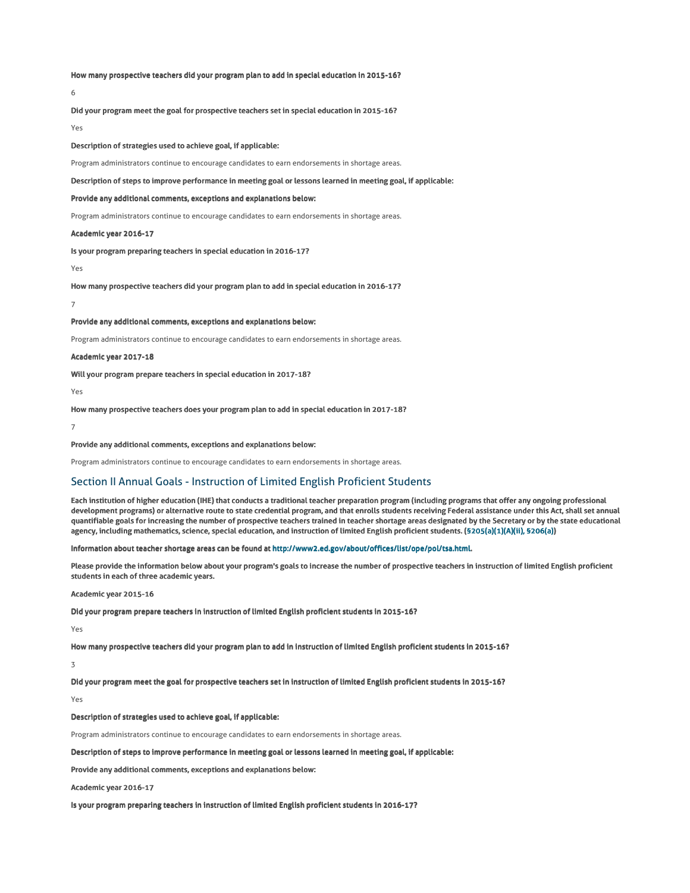**How many prospective teachers did your program plan to add in special education in 2015-16?**

6

**Did your program meet the goal for prospective teachers set in special education in 2015-16?**

Yes

**Description of strategies used to achieve goal, if applicable:**

Program administrators continue to encourage candidates to earn endorsements in shortage areas.

**Description of steps to improve performance in meeting goal or lessons learned in meeting goal, if applicable:**

**Provide any additional comments, exceptions and explanations below:**

Program administrators continue to encourage candidates to earn endorsements in shortage areas.

**Academic year 2016-17**

**Is your program preparing teachers in special education in 2016-17?**

Yes

**How many prospective teachers did your program plan to add in special education in 2016-17?**

7

**Provide any additional comments, exceptions and explanations below:**

Program administrators continue to encourage candidates to earn endorsements in shortage areas.

**Academic year 2017-18**

**Will your program prepare teachers in special education in 2017-18?**

Yes

**How many prospective teachers does your program plan to add in special education in 2017-18?**

7

**Provide any additional comments, exceptions and explanations below:**

Program administrators continue to encourage candidates to earn endorsements in shortage areas.

## Section II Annual Goals - Instruction of Limited English Proficient Students

**Each institution of higher education (IHE) that conducts a traditional teacher preparation program (including programs that offer any ongoing professional development programs) or alternative route to state credential program, and that enrolls students receiving Federal assistance under this Act, shall set annual quantifiable goals for increasing the number of prospective teachers trained in teacher shortage areas designated by the Secretary or by the state educational agency, including mathematics, science, special education, and instruction of limited English proficient students. (§205(a)(1)(A)(ii), §206(a))**

**Information about teacher shortage areas can be found at http://www2.ed.gov/about/offices/list/ope/pol/tsa.html.**

**Please provide the information below about your program's goals to increase the number of prospective teachers in instruction of limited English proficient students in each of three academic years.**

**Academic year 2015-16**

**Did your program prepare teachers in instruction of limited English proficient students in 2015-16?**

Yes

**How many prospective teachers did your program plan to add in instruction of limited English proficient students in 2015-16?**

3

**Did your program meet the goal for prospective teachers set in instruction of limited English proficient students in 2015-16?**

Yes

**Description of strategies used to achieve goal, if applicable:**

Program administrators continue to encourage candidates to earn endorsements in shortage areas.

**Description of steps to improve performance in meeting goal or lessons learned in meeting goal, if applicable:**

**Provide any additional comments, exceptions and explanations below:**

**Academic year 2016-17**

**Is your program preparing teachers in instruction of limited English proficient students in 2016-17?**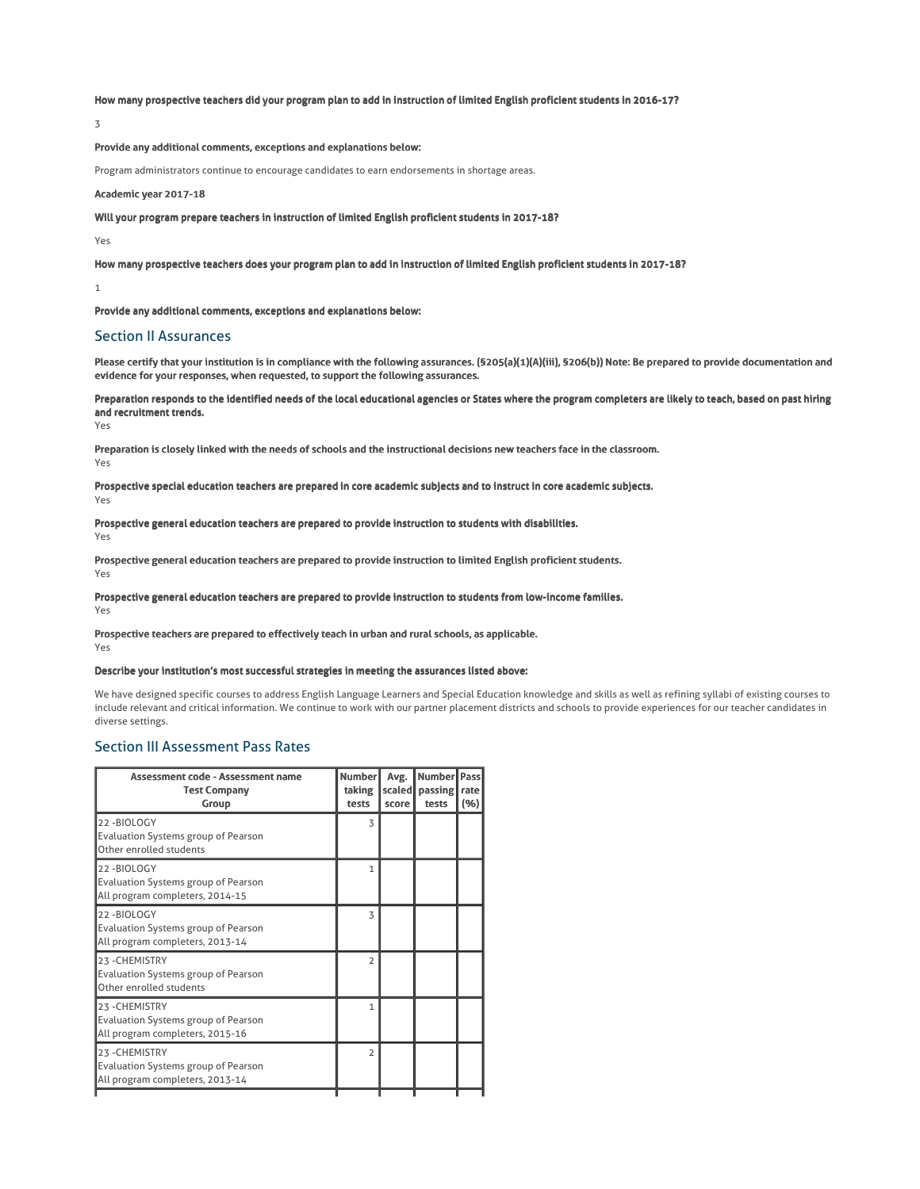**How many prospective teachers did your program plan to add in instruction of limited English proficient students in 2016-17?**

3

**Provide any additional comments, exceptions and explanations below:**

Program administrators continue to encourage candidates to earn endorsements in shortage areas.

**Academic year 2017-18**

**Will your program prepare teachers in instruction of limited English proficient students in 2017-18?**

Yes

**How many prospective teachers does your program plan to add in instruction of limited English proficient students in 2017-18?**

1

**Provide any additional comments, exceptions and explanations below:**

## Section II Assurances

**Please certify that your institution is in compliance with the following assurances. (§205(a)(1)(A)(iii), §206(b)) Note: Be prepared to provide documentation and evidence for your responses, when requested, to support the following assurances.**

**Preparation responds to the identified needs of the local educational agencies or States where the program completers are likely to teach, based on past hiring and recruitment trends.**
Yes

**Preparation is closely linked with the needs of schools and the instructional decisions new teachers face in the classroom.**
Yes

**Prospective special education teachers are prepared in core academic subjects and to instruct in core academic subjects.**
Yes

**Prospective general education teachers are prepared to provide instruction to students with disabilities.**
Yes

**Prospective general education teachers are prepared to provide instruction to limited English proficient students.**
Yes

**Prospective general education teachers are prepared to provide instruction to students from low-income families.**
Yes

**Prospective teachers are prepared to effectively teach in urban and rural schools, as applicable.**
Yes

**Describe your institution's most successful strategies in meeting the assurances listed above:**

We have designed specific courses to address English Language Learners and Special Education knowledge and skills as well as refining syllabi of existing courses to include relevant and critical information. We continue to work with our partner placement districts and schools to provide experiences for our teacher candidates in diverse settings.

## Section III Assessment Pass Rates

| Assessment code - Assessment name<br>Test Company<br>Group | Number taking tests | Avg. scaled score | Number passing tests | Pass rate (%) |
|---|---|---|---|---|
| 22 -BIOLOGY<br>Evaluation Systems group of Pearson<br>Other enrolled students | 3 | | | |
| 22 -BIOLOGY<br>Evaluation Systems group of Pearson<br>All program completers, 2014-15 | 1 | | | |
| 22 -BIOLOGY<br>Evaluation Systems group of Pearson<br>All program completers, 2013-14 | 3 | | | |
| 23 -CHEMISTRY<br>Evaluation Systems group of Pearson<br>Other enrolled students | 2 | | | |
| 23 -CHEMISTRY<br>Evaluation Systems group of Pearson<br>All program completers, 2015-16 | 1 | | | |
| 23 -CHEMISTRY<br>Evaluation Systems group of Pearson<br>All program completers, 2013-14 | 2 | | | |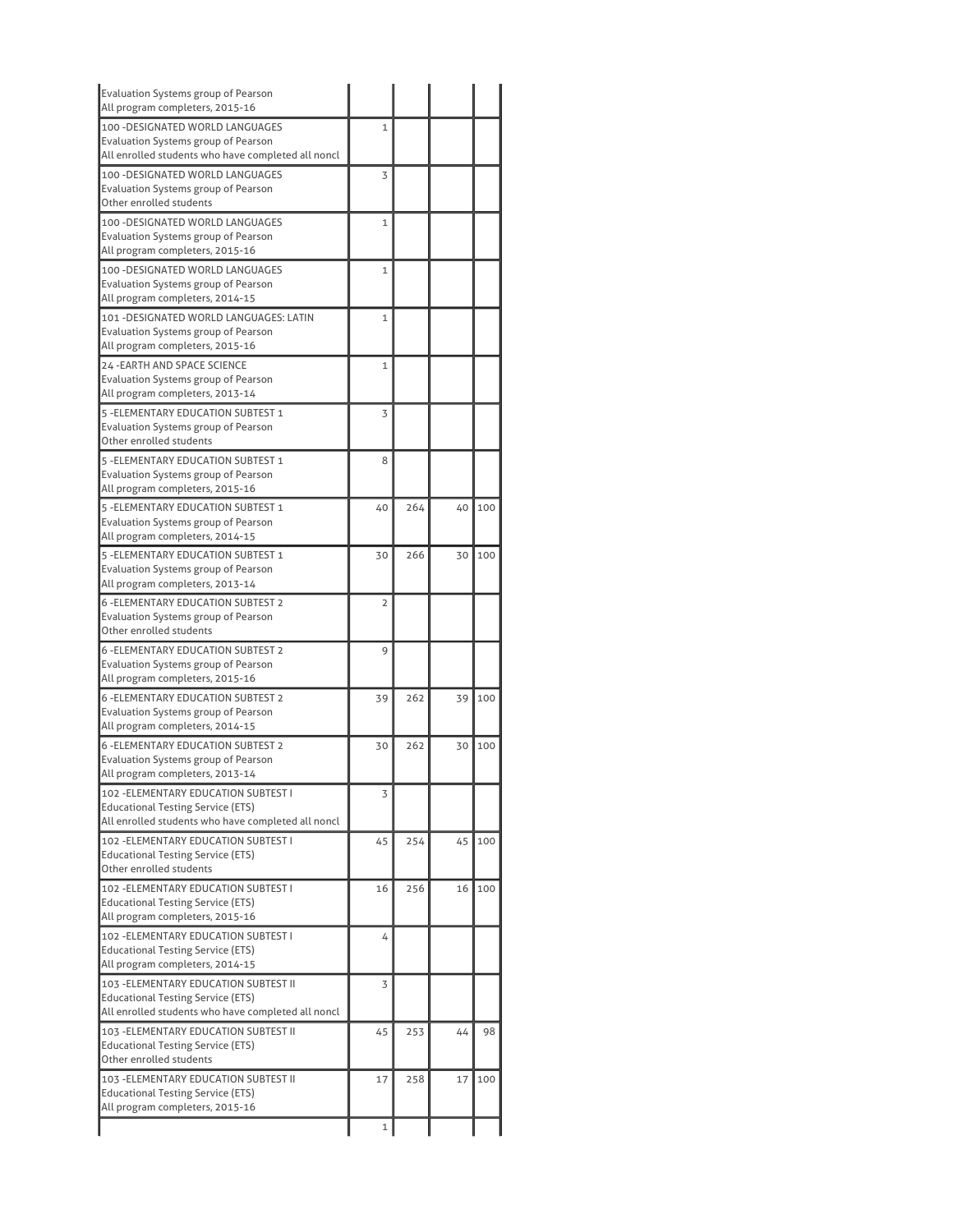| | | | | |
|---|---|---|---|---|
| Evaluation Systems group of Pearson<br>All program completers, 2015-16 | | | | |
| 100 -DESIGNATED WORLD LANGUAGES<br>Evaluation Systems group of Pearson<br>All enrolled students who have completed all noncl | 1 | | | |
| 100 -DESIGNATED WORLD LANGUAGES<br>Evaluation Systems group of Pearson<br>Other enrolled students | 3 | | | |
| 100 -DESIGNATED WORLD LANGUAGES<br>Evaluation Systems group of Pearson<br>All program completers, 2015-16 | 1 | | | |
| 100 -DESIGNATED WORLD LANGUAGES<br>Evaluation Systems group of Pearson<br>All program completers, 2014-15 | 1 | | | |
| 101 -DESIGNATED WORLD LANGUAGES: LATIN<br>Evaluation Systems group of Pearson<br>All program completers, 2015-16 | 1 | | | |
| 24 -EARTH AND SPACE SCIENCE<br>Evaluation Systems group of Pearson<br>All program completers, 2013-14 | 1 | | | |
| 5 -ELEMENTARY EDUCATION SUBTEST 1<br>Evaluation Systems group of Pearson<br>Other enrolled students | 3 | | | |
| 5 -ELEMENTARY EDUCATION SUBTEST 1<br>Evaluation Systems group of Pearson<br>All program completers, 2015-16 | 8 | | | |
| 5 -ELEMENTARY EDUCATION SUBTEST 1<br>Evaluation Systems group of Pearson<br>All program completers, 2014-15 | 40 | 264 | 40 | 100 |
| 5 -ELEMENTARY EDUCATION SUBTEST 1<br>Evaluation Systems group of Pearson<br>All program completers, 2013-14 | 30 | 266 | 30 | 100 |
| 6 -ELEMENTARY EDUCATION SUBTEST 2<br>Evaluation Systems group of Pearson<br>Other enrolled students | 2 | | | |
| 6 -ELEMENTARY EDUCATION SUBTEST 2<br>Evaluation Systems group of Pearson<br>All program completers, 2015-16 | 9 | | | |
| 6 -ELEMENTARY EDUCATION SUBTEST 2<br>Evaluation Systems group of Pearson<br>All program completers, 2014-15 | 39 | 262 | 39 | 100 |
| 6 -ELEMENTARY EDUCATION SUBTEST 2<br>Evaluation Systems group of Pearson<br>All program completers, 2013-14 | 30 | 262 | 30 | 100 |
| 102 -ELEMENTARY EDUCATION SUBTEST I<br>Educational Testing Service (ETS)<br>All enrolled students who have completed all noncl | 3 | | | |
| 102 -ELEMENTARY EDUCATION SUBTEST I<br>Educational Testing Service (ETS)<br>Other enrolled students | 45 | 254 | 45 | 100 |
| 102 -ELEMENTARY EDUCATION SUBTEST I<br>Educational Testing Service (ETS)<br>All program completers, 2015-16 | 16 | 256 | 16 | 100 |
| 102 -ELEMENTARY EDUCATION SUBTEST I<br>Educational Testing Service (ETS)<br>All program completers, 2014-15 | 4 | | | |
| 103 -ELEMENTARY EDUCATION SUBTEST II<br>Educational Testing Service (ETS)<br>All enrolled students who have completed all noncl | 3 | | | |
| 103 -ELEMENTARY EDUCATION SUBTEST II<br>Educational Testing Service (ETS)<br>Other enrolled students | 45 | 253 | 44 | 98 |
| 103 -ELEMENTARY EDUCATION SUBTEST II<br>Educational Testing Service (ETS)<br>All program completers, 2015-16 | 17 | 258 | 17 | 100 |
| | 1 | | | |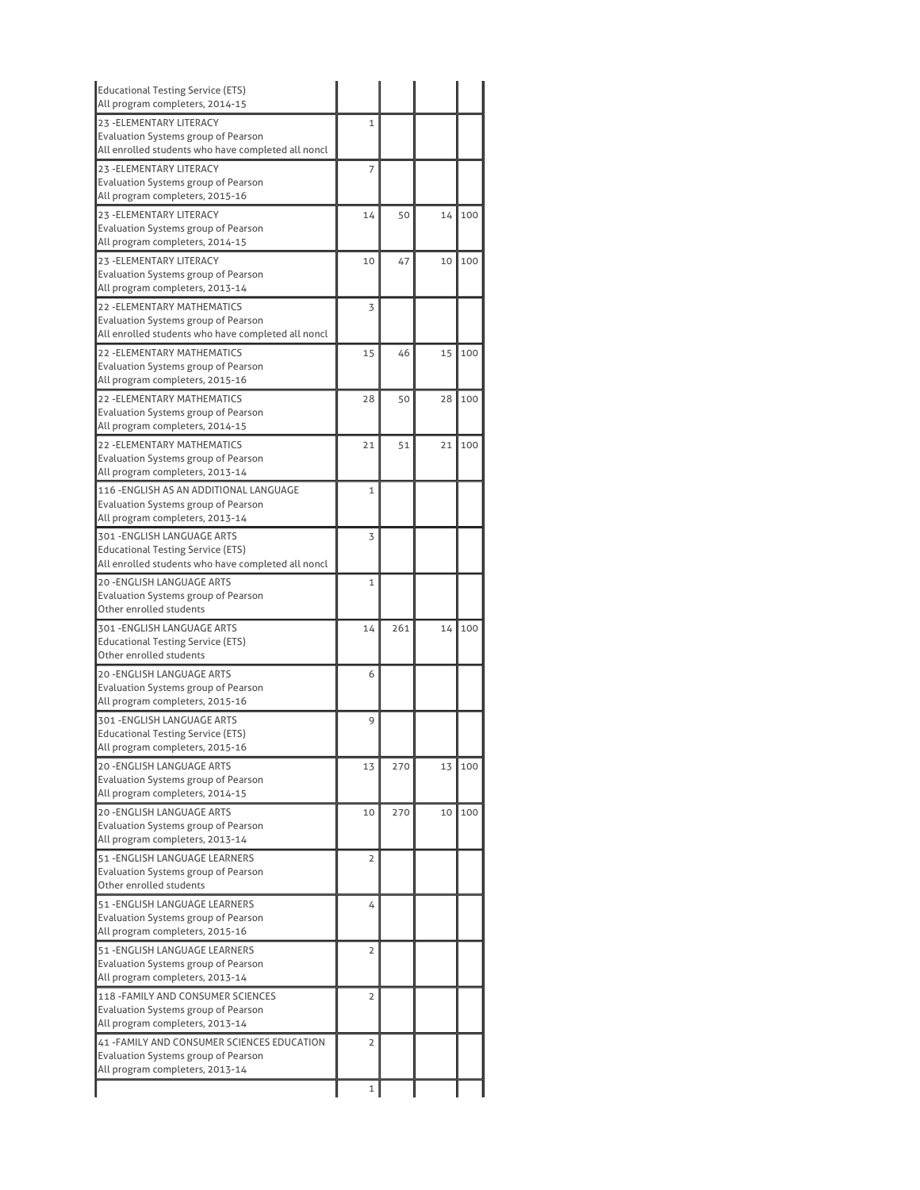| | | | | |
|---|---|---|---|---|
| Educational Testing Service (ETS)<br>All program completers, 2014-15 | | | | |
| 23 -ELEMENTARY LITERACY<br>Evaluation Systems group of Pearson<br>All enrolled students who have completed all noncl | 1 | | | |
| 23 -ELEMENTARY LITERACY<br>Evaluation Systems group of Pearson<br>All program completers, 2015-16 | 7 | | | |
| 23 -ELEMENTARY LITERACY<br>Evaluation Systems group of Pearson<br>All program completers, 2014-15 | 14 | 50 | 14 | 100 |
| 23 -ELEMENTARY LITERACY<br>Evaluation Systems group of Pearson<br>All program completers, 2013-14 | 10 | 47 | 10 | 100 |
| 22 -ELEMENTARY MATHEMATICS<br>Evaluation Systems group of Pearson<br>All enrolled students who have completed all noncl | 3 | | | |
| 22 -ELEMENTARY MATHEMATICS<br>Evaluation Systems group of Pearson<br>All program completers, 2015-16 | 15 | 46 | 15 | 100 |
| 22 -ELEMENTARY MATHEMATICS<br>Evaluation Systems group of Pearson<br>All program completers, 2014-15 | 28 | 50 | 28 | 100 |
| 22 -ELEMENTARY MATHEMATICS<br>Evaluation Systems group of Pearson<br>All program completers, 2013-14 | 21 | 51 | 21 | 100 |
| 116 -ENGLISH AS AN ADDITIONAL LANGUAGE<br>Evaluation Systems group of Pearson<br>All program completers, 2013-14 | 1 | | | |
| 301 -ENGLISH LANGUAGE ARTS<br>Educational Testing Service (ETS)<br>All enrolled students who have completed all noncl | 3 | | | |
| 20 -ENGLISH LANGUAGE ARTS<br>Evaluation Systems group of Pearson<br>Other enrolled students | 1 | | | |
| 301 -ENGLISH LANGUAGE ARTS<br>Educational Testing Service (ETS)<br>Other enrolled students | 14 | 261 | 14 | 100 |
| 20 -ENGLISH LANGUAGE ARTS<br>Evaluation Systems group of Pearson<br>All program completers, 2015-16 | 6 | | | |
| 301 -ENGLISH LANGUAGE ARTS<br>Educational Testing Service (ETS)<br>All program completers, 2015-16 | 9 | | | |
| 20 -ENGLISH LANGUAGE ARTS<br>Evaluation Systems group of Pearson<br>All program completers, 2014-15 | 13 | 270 | 13 | 100 |
| 20 -ENGLISH LANGUAGE ARTS<br>Evaluation Systems group of Pearson<br>All program completers, 2013-14 | 10 | 270 | 10 | 100 |
| 51 -ENGLISH LANGUAGE LEARNERS<br>Evaluation Systems group of Pearson<br>Other enrolled students | 2 | | | |
| 51 -ENGLISH LANGUAGE LEARNERS<br>Evaluation Systems group of Pearson<br>All program completers, 2015-16 | 4 | | | |
| 51 -ENGLISH LANGUAGE LEARNERS<br>Evaluation Systems group of Pearson<br>All program completers, 2013-14 | 2 | | | |
| 118 -FAMILY AND CONSUMER SCIENCES<br>Evaluation Systems group of Pearson<br>All program completers, 2013-14 | 2 | | | |
| 41 -FAMILY AND CONSUMER SCIENCES EDUCATION<br>Evaluation Systems group of Pearson<br>All program completers, 2013-14 | 2 | | | |
| | 1 | | | |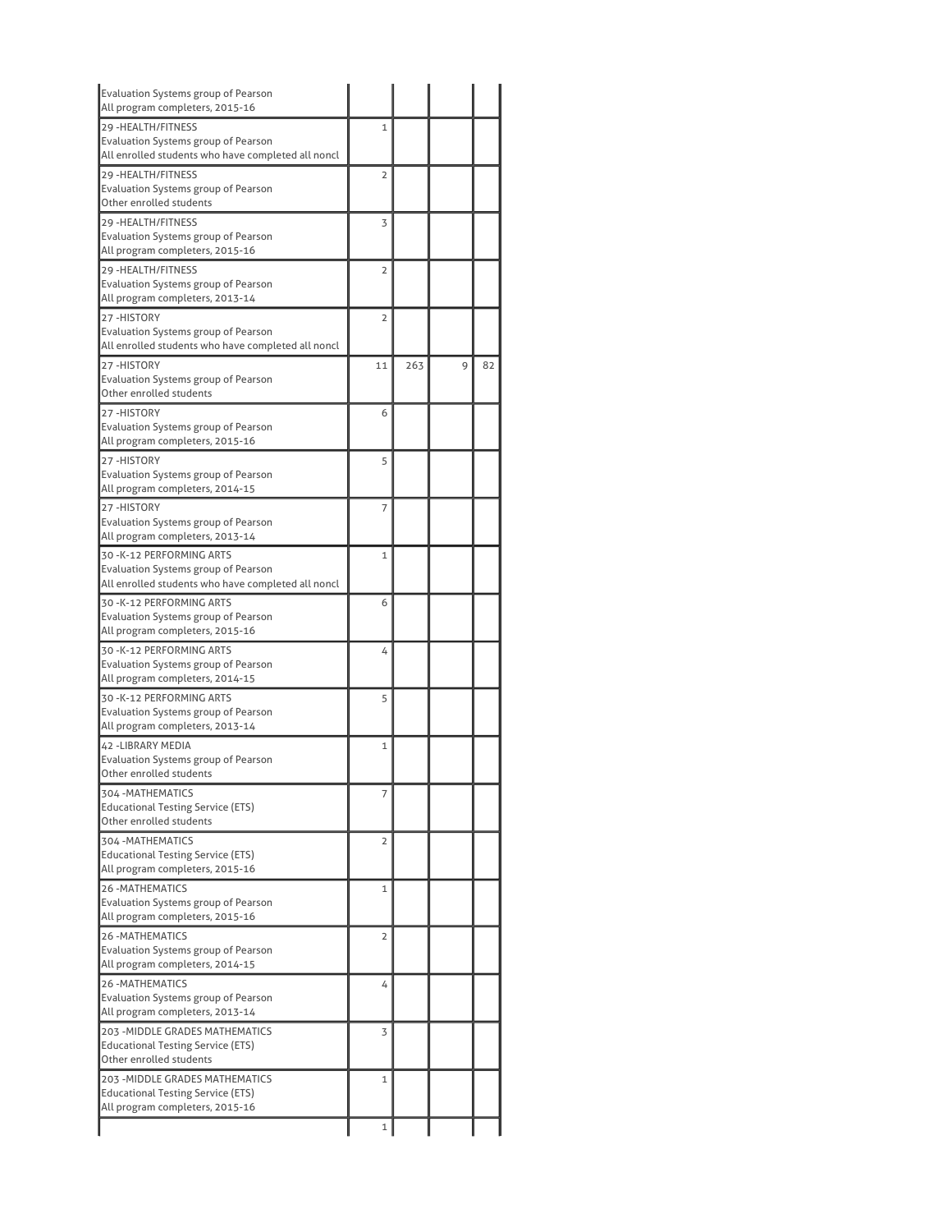| | | | | |
|---|---|---|---|---|
| Evaluation Systems group of Pearson<br>All program completers, 2015-16 | | | | |
| 29 -HEALTH/FITNESS<br>Evaluation Systems group of Pearson<br>All enrolled students who have completed all noncl | 1 | | | |
| 29 -HEALTH/FITNESS<br>Evaluation Systems group of Pearson<br>Other enrolled students | 2 | | | |
| 29 -HEALTH/FITNESS<br>Evaluation Systems group of Pearson<br>All program completers, 2015-16 | 3 | | | |
| 29 -HEALTH/FITNESS<br>Evaluation Systems group of Pearson<br>All program completers, 2013-14 | 2 | | | |
| 27 -HISTORY<br>Evaluation Systems group of Pearson<br>All enrolled students who have completed all noncl | 2 | | | |
| 27 -HISTORY<br>Evaluation Systems group of Pearson<br>Other enrolled students | 11 | 263 | 9 | 82 |
| 27 -HISTORY<br>Evaluation Systems group of Pearson<br>All program completers, 2015-16 | 6 | | | |
| 27 -HISTORY<br>Evaluation Systems group of Pearson<br>All program completers, 2014-15 | 5 | | | |
| 27 -HISTORY<br>Evaluation Systems group of Pearson<br>All program completers, 2013-14 | 7 | | | |
| 30 -K-12 PERFORMING ARTS<br>Evaluation Systems group of Pearson<br>All enrolled students who have completed all noncl | 1 | | | |
| 30 -K-12 PERFORMING ARTS<br>Evaluation Systems group of Pearson<br>All program completers, 2015-16 | 6 | | | |
| 30 -K-12 PERFORMING ARTS<br>Evaluation Systems group of Pearson<br>All program completers, 2014-15 | 4 | | | |
| 30 -K-12 PERFORMING ARTS<br>Evaluation Systems group of Pearson<br>All program completers, 2013-14 | 5 | | | |
| 42 -LIBRARY MEDIA<br>Evaluation Systems group of Pearson<br>Other enrolled students | 1 | | | |
| 304 -MATHEMATICS<br>Educational Testing Service (ETS)<br>Other enrolled students | 7 | | | |
| 304 -MATHEMATICS<br>Educational Testing Service (ETS)<br>All program completers, 2015-16 | 2 | | | |
| 26 -MATHEMATICS<br>Evaluation Systems group of Pearson<br>All program completers, 2015-16 | 1 | | | |
| 26 -MATHEMATICS<br>Evaluation Systems group of Pearson<br>All program completers, 2014-15 | 2 | | | |
| 26 -MATHEMATICS<br>Evaluation Systems group of Pearson<br>All program completers, 2013-14 | 4 | | | |
| 203 -MIDDLE GRADES MATHEMATICS<br>Educational Testing Service (ETS)<br>Other enrolled students | 3 | | | |
| 203 -MIDDLE GRADES MATHEMATICS<br>Educational Testing Service (ETS)<br>All program completers, 2015-16 | 1 | | | |
| | 1 | | | |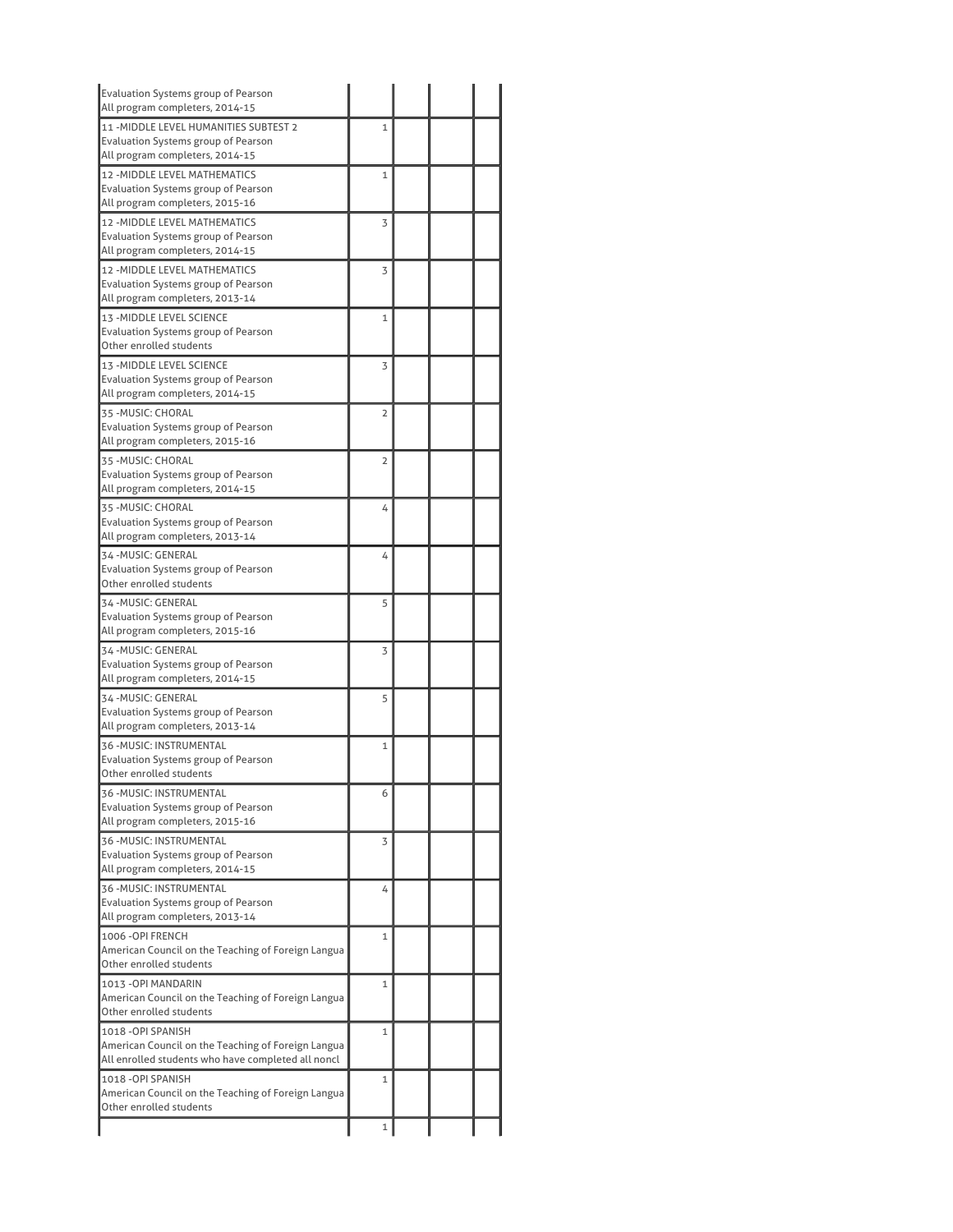| | | | | |
|---|---|---|---|---|
| Evaluation Systems group of Pearson<br>All program completers, 2014-15 | | | | |
| 11 -MIDDLE LEVEL HUMANITIES SUBTEST 2<br>Evaluation Systems group of Pearson<br>All program completers, 2014-15 | 1 | | | |
| 12 -MIDDLE LEVEL MATHEMATICS<br>Evaluation Systems group of Pearson<br>All program completers, 2015-16 | 1 | | | |
| 12 -MIDDLE LEVEL MATHEMATICS<br>Evaluation Systems group of Pearson<br>All program completers, 2014-15 | 3 | | | |
| 12 -MIDDLE LEVEL MATHEMATICS<br>Evaluation Systems group of Pearson<br>All program completers, 2013-14 | 3 | | | |
| 13 -MIDDLE LEVEL SCIENCE<br>Evaluation Systems group of Pearson<br>Other enrolled students | 1 | | | |
| 13 -MIDDLE LEVEL SCIENCE<br>Evaluation Systems group of Pearson<br>All program completers, 2014-15 | 3 | | | |
| 35 -MUSIC: CHORAL<br>Evaluation Systems group of Pearson<br>All program completers, 2015-16 | 2 | | | |
| 35 -MUSIC: CHORAL<br>Evaluation Systems group of Pearson<br>All program completers, 2014-15 | 2 | | | |
| 35 -MUSIC: CHORAL<br>Evaluation Systems group of Pearson<br>All program completers, 2013-14 | 4 | | | |
| 34 -MUSIC: GENERAL<br>Evaluation Systems group of Pearson<br>Other enrolled students | 4 | | | |
| 34 -MUSIC: GENERAL<br>Evaluation Systems group of Pearson<br>All program completers, 2015-16 | 5 | | | |
| 34 -MUSIC: GENERAL<br>Evaluation Systems group of Pearson<br>All program completers, 2014-15 | 3 | | | |
| 34 -MUSIC: GENERAL<br>Evaluation Systems group of Pearson<br>All program completers, 2013-14 | 5 | | | |
| 36 -MUSIC: INSTRUMENTAL<br>Evaluation Systems group of Pearson<br>Other enrolled students | 1 | | | |
| 36 -MUSIC: INSTRUMENTAL<br>Evaluation Systems group of Pearson<br>All program completers, 2015-16 | 6 | | | |
| 36 -MUSIC: INSTRUMENTAL<br>Evaluation Systems group of Pearson<br>All program completers, 2014-15 | 3 | | | |
| 36 -MUSIC: INSTRUMENTAL<br>Evaluation Systems group of Pearson<br>All program completers, 2013-14 | 4 | | | |
| 1006 -OPI FRENCH<br>American Council on the Teaching of Foreign Langua<br>Other enrolled students | 1 | | | |
| 1013 -OPI MANDARIN<br>American Council on the Teaching of Foreign Langua<br>Other enrolled students | 1 | | | |
| 1018 -OPI SPANISH<br>American Council on the Teaching of Foreign Langua<br>All enrolled students who have completed all noncl | 1 | | | |
| 1018 -OPI SPANISH<br>American Council on the Teaching of Foreign Langua<br>Other enrolled students | 1 | | | |
| | 1 | | | |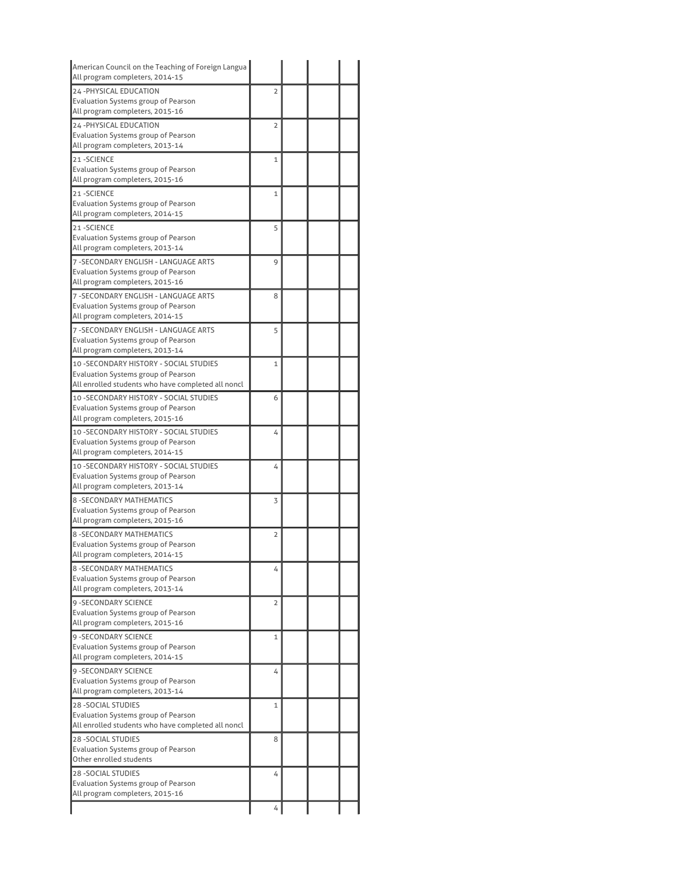| | | | | |
|---|---|---|---|---|
| American Council on the Teaching of Foreign Langua<br>All program completers, 2014-15 | | | | |
| 24 -PHYSICAL EDUCATION<br>Evaluation Systems group of Pearson<br>All program completers, 2015-16 | 2 | | | |
| 24 -PHYSICAL EDUCATION<br>Evaluation Systems group of Pearson<br>All program completers, 2013-14 | 2 | | | |
| 21 -SCIENCE<br>Evaluation Systems group of Pearson<br>All program completers, 2015-16 | 1 | | | |
| 21 -SCIENCE<br>Evaluation Systems group of Pearson<br>All program completers, 2014-15 | 1 | | | |
| 21 -SCIENCE<br>Evaluation Systems group of Pearson<br>All program completers, 2013-14 | 5 | | | |
| 7 -SECONDARY ENGLISH - LANGUAGE ARTS<br>Evaluation Systems group of Pearson<br>All program completers, 2015-16 | 9 | | | |
| 7 -SECONDARY ENGLISH - LANGUAGE ARTS<br>Evaluation Systems group of Pearson<br>All program completers, 2014-15 | 8 | | | |
| 7 -SECONDARY ENGLISH - LANGUAGE ARTS<br>Evaluation Systems group of Pearson<br>All program completers, 2013-14 | 5 | | | |
| 10 -SECONDARY HISTORY - SOCIAL STUDIES<br>Evaluation Systems group of Pearson<br>All enrolled students who have completed all noncl | 1 | | | |
| 10 -SECONDARY HISTORY - SOCIAL STUDIES<br>Evaluation Systems group of Pearson<br>All program completers, 2015-16 | 6 | | | |
| 10 -SECONDARY HISTORY - SOCIAL STUDIES<br>Evaluation Systems group of Pearson<br>All program completers, 2014-15 | 4 | | | |
| 10 -SECONDARY HISTORY - SOCIAL STUDIES<br>Evaluation Systems group of Pearson<br>All program completers, 2013-14 | 4 | | | |
| 8 -SECONDARY MATHEMATICS<br>Evaluation Systems group of Pearson<br>All program completers, 2015-16 | 3 | | | |
| 8 -SECONDARY MATHEMATICS<br>Evaluation Systems group of Pearson<br>All program completers, 2014-15 | 2 | | | |
| 8 -SECONDARY MATHEMATICS<br>Evaluation Systems group of Pearson<br>All program completers, 2013-14 | 4 | | | |
| 9 -SECONDARY SCIENCE<br>Evaluation Systems group of Pearson<br>All program completers, 2015-16 | 2 | | | |
| 9 -SECONDARY SCIENCE<br>Evaluation Systems group of Pearson<br>All program completers, 2014-15 | 1 | | | |
| 9 -SECONDARY SCIENCE<br>Evaluation Systems group of Pearson<br>All program completers, 2013-14 | 4 | | | |
| 28 -SOCIAL STUDIES<br>Evaluation Systems group of Pearson<br>All enrolled students who have completed all noncl | 1 | | | |
| 28 -SOCIAL STUDIES<br>Evaluation Systems group of Pearson<br>Other enrolled students | 8 | | | |
| 28 -SOCIAL STUDIES<br>Evaluation Systems group of Pearson<br>All program completers, 2015-16 | 4 | | | |
| | 4 | | | |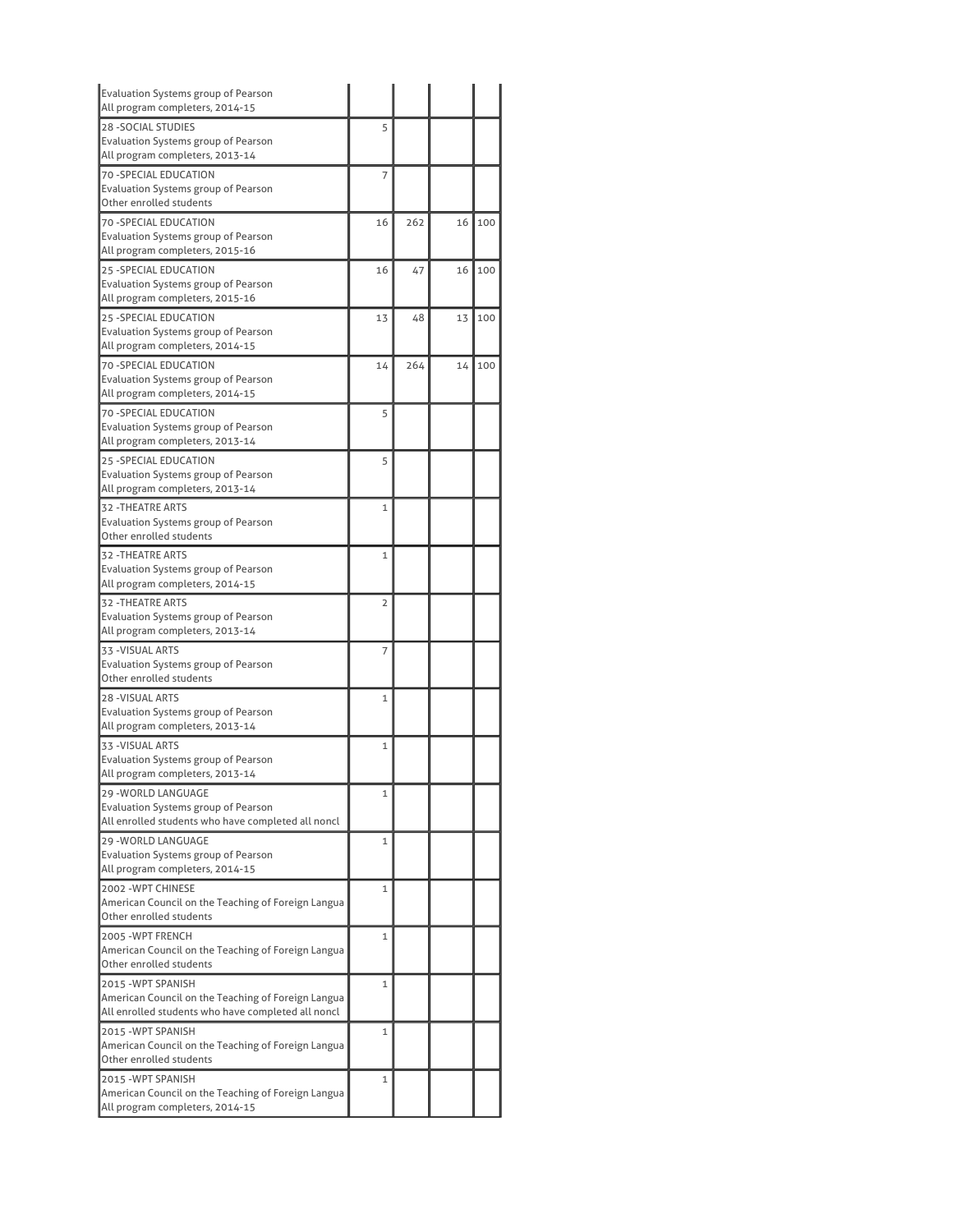| | | | | |
|---|---|---|---|---|
| Evaluation Systems group of Pearson<br>All program completers, 2014-15 | | | | |
| 28 -SOCIAL STUDIES<br>Evaluation Systems group of Pearson<br>All program completers, 2013-14 | 5 | | | |
| 70 -SPECIAL EDUCATION<br>Evaluation Systems group of Pearson<br>Other enrolled students | 7 | | | |
| 70 -SPECIAL EDUCATION<br>Evaluation Systems group of Pearson<br>All program completers, 2015-16 | 16 | 262 | 16 | 100 |
| 25 -SPECIAL EDUCATION<br>Evaluation Systems group of Pearson<br>All program completers, 2015-16 | 16 | 47 | 16 | 100 |
| 25 -SPECIAL EDUCATION<br>Evaluation Systems group of Pearson<br>All program completers, 2014-15 | 13 | 48 | 13 | 100 |
| 70 -SPECIAL EDUCATION<br>Evaluation Systems group of Pearson<br>All program completers, 2014-15 | 14 | 264 | 14 | 100 |
| 70 -SPECIAL EDUCATION<br>Evaluation Systems group of Pearson<br>All program completers, 2013-14 | 5 | | | |
| 25 -SPECIAL EDUCATION<br>Evaluation Systems group of Pearson<br>All program completers, 2013-14 | 5 | | | |
| 32 -THEATRE ARTS<br>Evaluation Systems group of Pearson<br>Other enrolled students | 1 | | | |
| 32 -THEATRE ARTS<br>Evaluation Systems group of Pearson<br>All program completers, 2014-15 | 1 | | | |
| 32 -THEATRE ARTS<br>Evaluation Systems group of Pearson<br>All program completers, 2013-14 | 2 | | | |
| 33 -VISUAL ARTS<br>Evaluation Systems group of Pearson<br>Other enrolled students | 7 | | | |
| 28 -VISUAL ARTS<br>Evaluation Systems group of Pearson<br>All program completers, 2013-14 | 1 | | | |
| 33 -VISUAL ARTS<br>Evaluation Systems group of Pearson<br>All program completers, 2013-14 | 1 | | | |
| 29 -WORLD LANGUAGE<br>Evaluation Systems group of Pearson<br>All enrolled students who have completed all noncl | 1 | | | |
| 29 -WORLD LANGUAGE<br>Evaluation Systems group of Pearson<br>All program completers, 2014-15 | 1 | | | |
| 2002 -WPT CHINESE<br>American Council on the Teaching of Foreign Langua<br>Other enrolled students | 1 | | | |
| 2005 -WPT FRENCH<br>American Council on the Teaching of Foreign Langua<br>Other enrolled students | 1 | | | |
| 2015 -WPT SPANISH<br>American Council on the Teaching of Foreign Langua<br>All enrolled students who have completed all noncl | 1 | | | |
| 2015 -WPT SPANISH<br>American Council on the Teaching of Foreign Langua<br>Other enrolled students | 1 | | | |
| 2015 -WPT SPANISH<br>American Council on the Teaching of Foreign Langua<br>All program completers, 2014-15 | 1 | | | |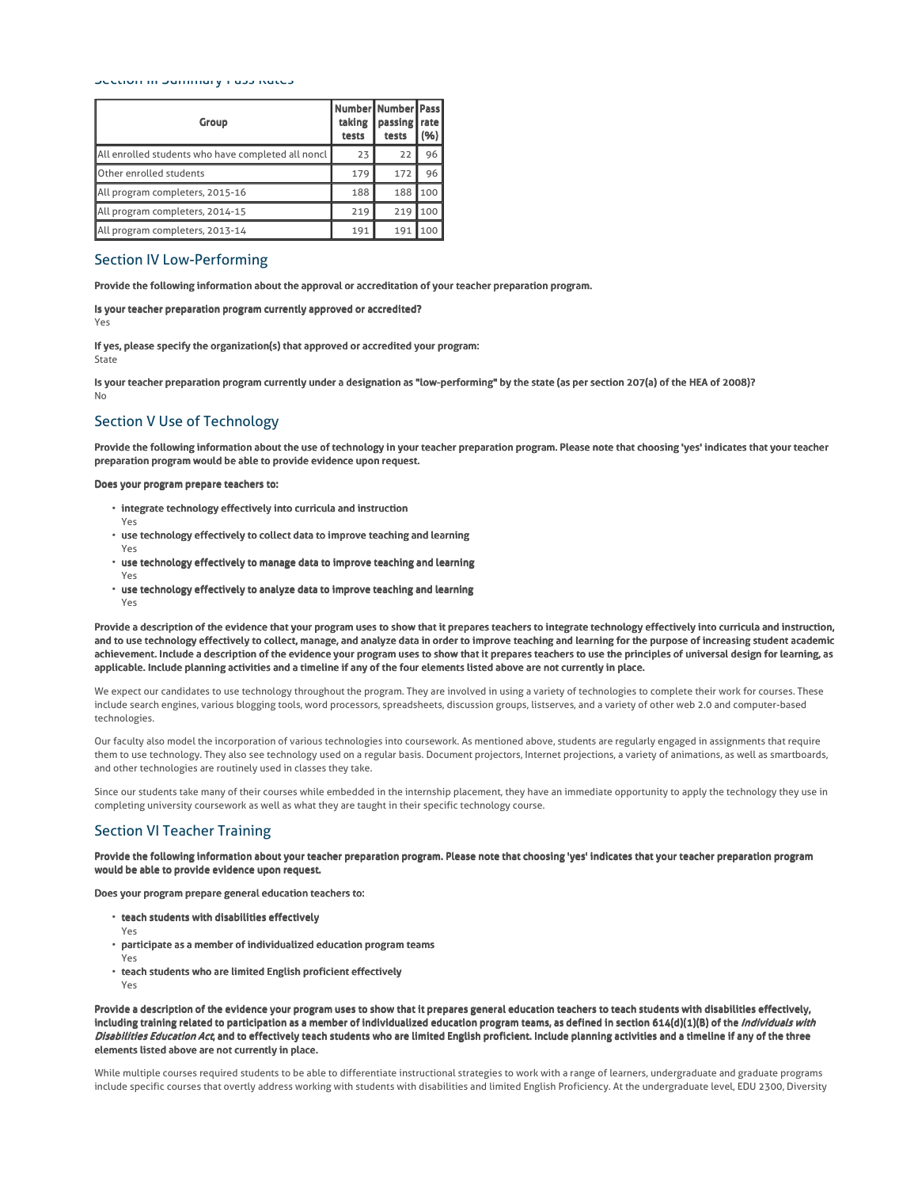## Section III Summary Pass Rates

| Group | Number taking tests | Number passing tests | Pass rate (%) |
|---|---|---|---|
| All enrolled students who have completed all noncl | 23 | 22 | 96 |
| Other enrolled students | 179 | 172 | 96 |
| All program completers, 2015-16 | 188 | 188 | 100 |
| All program completers, 2014-15 | 219 | 219 | 100 |
| All program completers, 2013-14 | 191 | 191 | 100 |

## Section IV Low-Performing

**Provide the following information about the approval or accreditation of your teacher preparation program.**

**Is your teacher preparation program currently approved or accredited?**
Yes

**If yes, please specify the organization(s) that approved or accredited your program:**
State

**Is your teacher preparation program currently under a designation as "low-performing" by the state (as per section 207(a) of the HEA of 2008)?**
No

## Section V Use of Technology

**Provide the following information about the use of technology in your teacher preparation program. Please note that choosing 'yes' indicates that your teacher preparation program would be able to provide evidence upon request.**

**Does your program prepare teachers to:**

- **integrate technology effectively into curricula and instruction**
  Yes
- **use technology effectively to collect data to improve teaching and learning**
  Yes
- **use technology effectively to manage data to improve teaching and learning**
  Yes
- **use technology effectively to analyze data to improve teaching and learning**
  Yes

**Provide a description of the evidence that your program uses to show that it prepares teachers to integrate technology effectively into curricula and instruction, and to use technology effectively to collect, manage, and analyze data in order to improve teaching and learning for the purpose of increasing student academic achievement. Include a description of the evidence your program uses to show that it prepares teachers to use the principles of universal design for learning, as applicable. Include planning activities and a timeline if any of the four elements listed above are not currently in place.**

We expect our candidates to use technology throughout the program. They are involved in using a variety of technologies to complete their work for courses. These include search engines, various blogging tools, word processors, spreadsheets, discussion groups, listserves, and a variety of other web 2.0 and computer-based technologies.

Our faculty also model the incorporation of various technologies into coursework. As mentioned above, students are regularly engaged in assignments that require them to use technology. They also see technology used on a regular basis. Document projectors, Internet projections, a variety of animations, as well as smartboards, and other technologies are routinely used in classes they take.

Since our students take many of their courses while embedded in the internship placement, they have an immediate opportunity to apply the technology they use in completing university coursework as well as what they are taught in their specific technology course.

## Section VI Teacher Training

**Provide the following information about your teacher preparation program. Please note that choosing 'yes' indicates that your teacher preparation program would be able to provide evidence upon request.**

**Does your program prepare general education teachers to:**

- **teach students with disabilities effectively**
  Yes
- **participate as a member of individualized education program teams**
  Yes
- **teach students who are limited English proficient effectively**
  Yes

**Provide a description of the evidence your program uses to show that it prepares general education teachers to teach students with disabilities effectively, including training related to participation as a member of individualized education program teams, as defined in section 614(d)(1)(B) of the *Individuals with Disabilities Education Act*, and to effectively teach students who are limited English proficient. Include planning activities and a timeline if any of the three elements listed above are not currently in place.**

While multiple courses required students to be able to differentiate instructional strategies to work with a range of learners, undergraduate and graduate programs include specific courses that overtly address working with students with disabilities and limited English Proficiency. At the undergraduate level, EDU 2300, Diversity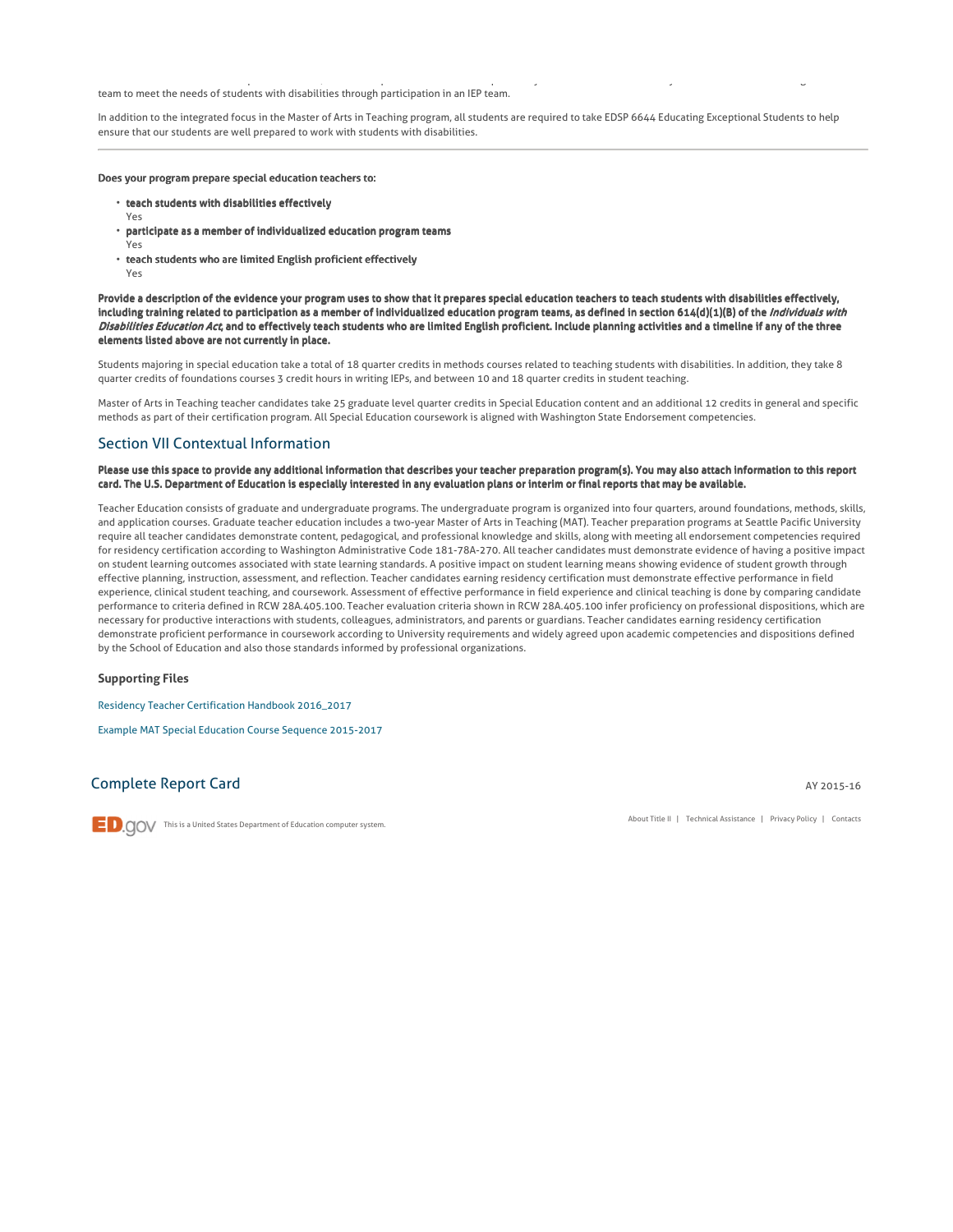team to meet the needs of students with disabilities through participation in an IEP team.

In addition to the integrated focus in the Master of Arts in Teaching program, all students are required to take EDSP 6644 Educating Exceptional Students to help ensure that our students are well prepared to work with students with disabilities.

---

**Does your program prepare special education teachers to:**

- **teach students with disabilities effectively**
  Yes
- **participate as a member of individualized education program teams**
  Yes
- **teach students who are limited English proficient effectively**
  Yes

**Provide a description of the evidence your program uses to show that it prepares special education teachers to teach students with disabilities effectively, including training related to participation as a member of individualized education program teams, as defined in section 614(d)(1)(B) of the *Individuals with Disabilities Education Act*, and to effectively teach students who are limited English proficient. Include planning activities and a timeline if any of the three elements listed above are not currently in place.**

Students majoring in special education take a total of 18 quarter credits in methods courses related to teaching students with disabilities. In addition, they take 8 quarter credits of foundations courses 3 credit hours in writing IEPs, and between 10 and 18 quarter credits in student teaching.

Master of Arts in Teaching teacher candidates take 25 graduate level quarter credits in Special Education content and an additional 12 credits in general and specific methods as part of their certification program. All Special Education coursework is aligned with Washington State Endorsement competencies.

## Section VII Contextual Information

**Please use this space to provide any additional information that describes your teacher preparation program(s). You may also attach information to this report card. The U.S. Department of Education is especially interested in any evaluation plans or interim or final reports that may be available.**

Teacher Education consists of graduate and undergraduate programs. The undergraduate program is organized into four quarters, around foundations, methods, skills, and application courses. Graduate teacher education includes a two-year Master of Arts in Teaching (MAT). Teacher preparation programs at Seattle Pacific University require all teacher candidates demonstrate content, pedagogical, and professional knowledge and skills, along with meeting all endorsement competencies required for residency certification according to Washington Administrative Code 181-78A-270. All teacher candidates must demonstrate evidence of having a positive impact on student learning outcomes associated with state learning standards. A positive impact on student learning means showing evidence of student growth through effective planning, instruction, assessment, and reflection. Teacher candidates earning residency certification must demonstrate effective performance in field experience, clinical student teaching, and coursework. Assessment of effective performance in field experience and clinical teaching is done by comparing candidate performance to criteria defined in RCW 28A.405.100. Teacher evaluation criteria shown in RCW 28A.405.100 infer proficiency on professional dispositions, which are necessary for productive interactions with students, colleagues, administrators, and parents or guardians. Teacher candidates earning residency certification demonstrate proficient performance in coursework according to University requirements and widely agreed upon academic competencies and dispositions defined by the School of Education and also those standards informed by professional organizations.

### Supporting Files

Residency Teacher Certification Handbook 2016_2017

Example MAT Special Education Course Sequence 2015-2017

## Complete Report Card

AY 2015-16